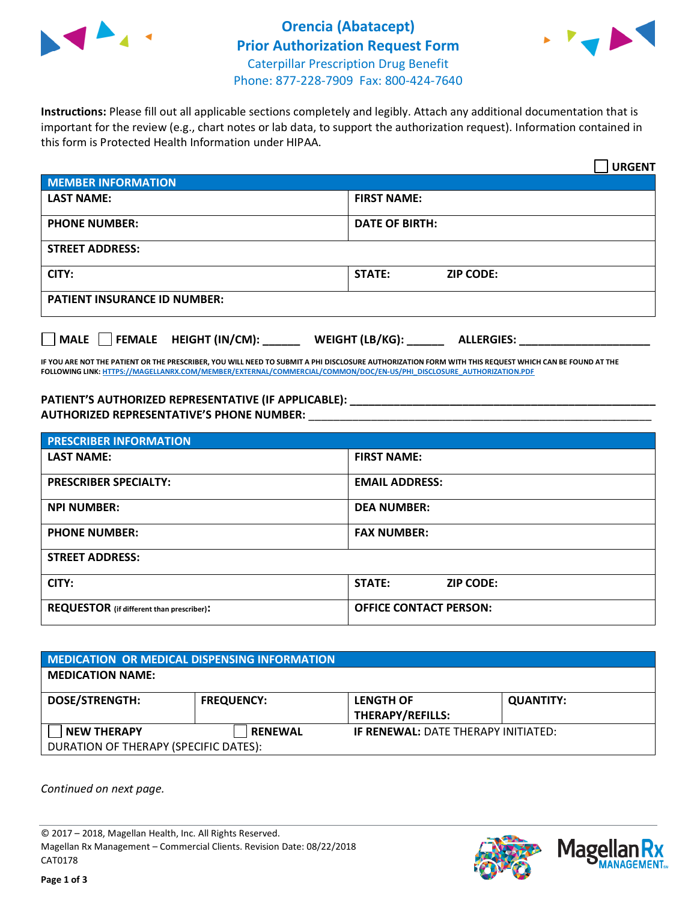# Orencia (Abatacept) Prior Authorization Request Form

Caterpillar Prescription Drug Benefit
Phone: 877-228-7909 Fax: 800-424-7640

**Instructions:** Please fill out all applicable sections completely and legibly. Attach any additional documentation that is important for the review (e.g., chart notes or lab data, to support the authorization request). Information contained in this form is Protected Health Information under HIPAA.

☐ **URGENT**

| **MEMBER INFORMATION** | |
|---|---|
| **LAST NAME:** | **FIRST NAME:** |
| **PHONE NUMBER:** | **DATE OF BIRTH:** |
| **STREET ADDRESS:** | |
| **CITY:** | **STATE:** **ZIP CODE:** |
| **PATIENT INSURANCE ID NUMBER:** | |

☐ **MALE** ☐ **FEMALE** **HEIGHT (IN/CM):** ______ **WEIGHT (LB/KG):** ______ **ALLERGIES:** ____________________

**IF YOU ARE NOT THE PATIENT OR THE PRESCRIBER, YOU WILL NEED TO SUBMIT A PHI DISCLOSURE AUTHORIZATION FORM WITH THIS REQUEST WHICH CAN BE FOUND AT THE FOLLOWING LINK: HTTPS://MAGELLANRX.COM/MEMBER/EXTERNAL/COMMERCIAL/COMMON/DOC/EN-US/PHI_DISCLOSURE_AUTHORIZATION.PDF**

**PATIENT'S AUTHORIZED REPRESENTATIVE (IF APPLICABLE):** ____________________________________________

**AUTHORIZED REPRESENTATIVE'S PHONE NUMBER:** ____________________________________________

| **PRESCRIBER INFORMATION** | |
|---|---|
| **LAST NAME:** | **FIRST NAME:** |
| **PRESCRIBER SPECIALTY:** | **EMAIL ADDRESS:** |
| **NPI NUMBER:** | **DEA NUMBER:** |
| **PHONE NUMBER:** | **FAX NUMBER:** |
| **STREET ADDRESS:** | |
| **CITY:** | **STATE:** **ZIP CODE:** |
| **REQUESTOR** (if different than prescriber)**:** | **OFFICE CONTACT PERSON:** |

| **MEDICATION OR MEDICAL DISPENSING INFORMATION** | | | |
|---|---|---|---|
| **MEDICATION NAME:** | | | |
| **DOSE/STRENGTH:** | **FREQUENCY:** | **LENGTH OF THERAPY/REFILLS:** | **QUANTITY:** |
| ☐ **NEW THERAPY** | ☐ **RENEWAL** | **IF RENEWAL:** DATE THERAPY INITIATED: | |
| DURATION OF THERAPY (SPECIFIC DATES): | | | |

*Continued on next page.*

© 2017 – 2018, Magellan Health, Inc. All Rights Reserved.
Magellan Rx Management – Commercial Clients. Revision Date: 08/22/2018
CAT0178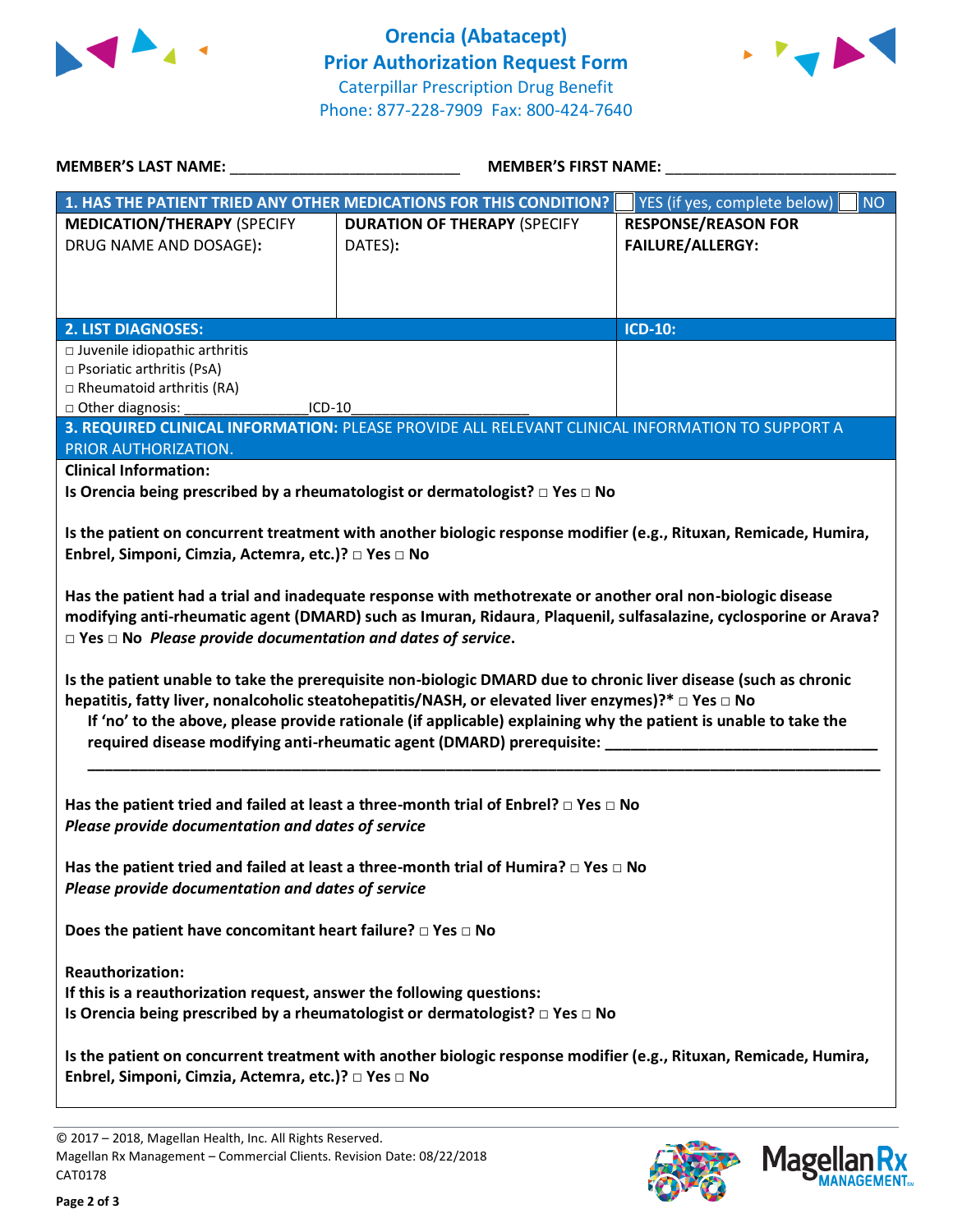# Orencia (Abatacept)
## Prior Authorization Request Form

Caterpillar Prescription Drug Benefit
Phone: 877-228-7909 Fax: 800-424-7640

**MEMBER'S LAST NAME:** ___________________________ **MEMBER'S FIRST NAME:** ___________________________

| **1. HAS THE PATIENT TRIED ANY OTHER MEDICATIONS FOR THIS CONDITION?** | | ☐ YES (if yes, complete below) ☐ NO |
|---|---|---|
| **MEDICATION/THERAPY** (SPECIFY DRUG NAME AND DOSAGE): | **DURATION OF THERAPY** (SPECIFY DATES): | **RESPONSE/REASON FOR FAILURE/ALLERGY:** |
| | | |

| **2. LIST DIAGNOSES:** | **ICD-10:** |
|---|---|
| □ Juvenile idiopathic arthritis<br>□ Psoriatic arthritis (PsA)<br>□ Rheumatoid arthritis (RA)<br>□ Other diagnosis: _______________ICD-10_____________________ | |

**3. REQUIRED CLINICAL INFORMATION:** PLEASE PROVIDE ALL RELEVANT CLINICAL INFORMATION TO SUPPORT A PRIOR AUTHORIZATION.

**Clinical Information:**

**Is Orencia being prescribed by a rheumatologist or dermatologist? □ Yes □ No**

**Is the patient on concurrent treatment with another biologic response modifier (e.g., Rituxan, Remicade, Humira, Enbrel, Simponi, Cimzia, Actemra, etc.)? □ Yes □ No**

**Has the patient had a trial and inadequate response with methotrexate or another oral non-biologic disease modifying anti-rheumatic agent (DMARD) such as Imuran, Ridaura, Plaquenil, sulfasalazine, cyclosporine or Arava? □ Yes □ No** ***Please provide documentation and dates of service.***

**Is the patient unable to take the prerequisite non-biologic DMARD due to chronic liver disease (such as chronic hepatitis, fatty liver, nonalcoholic steatohepatitis/NASH, or elevated liver enzymes)?\* □ Yes □ No**

**If 'no' to the above, please provide rationale (if applicable) explaining why the patient is unable to take the required disease modifying anti-rheumatic agent (DMARD) prerequisite: ________________________________**

**_____________________________________________________________________________________________**

**Has the patient tried and failed at least a three-month trial of Enbrel? □ Yes □ No**
***Please provide documentation and dates of service***

**Has the patient tried and failed at least a three-month trial of Humira? □ Yes □ No**
***Please provide documentation and dates of service***

**Does the patient have concomitant heart failure? □ Yes □ No**

**Reauthorization:**
**If this is a reauthorization request, answer the following questions:**
**Is Orencia being prescribed by a rheumatologist or dermatologist? □ Yes □ No**

**Is the patient on concurrent treatment with another biologic response modifier (e.g., Rituxan, Remicade, Humira, Enbrel, Simponi, Cimzia, Actemra, etc.)? □ Yes □ No**

© 2017 – 2018, Magellan Health, Inc. All Rights Reserved.
Magellan Rx Management – Commercial Clients. Revision Date: 08/22/2018
CAT0178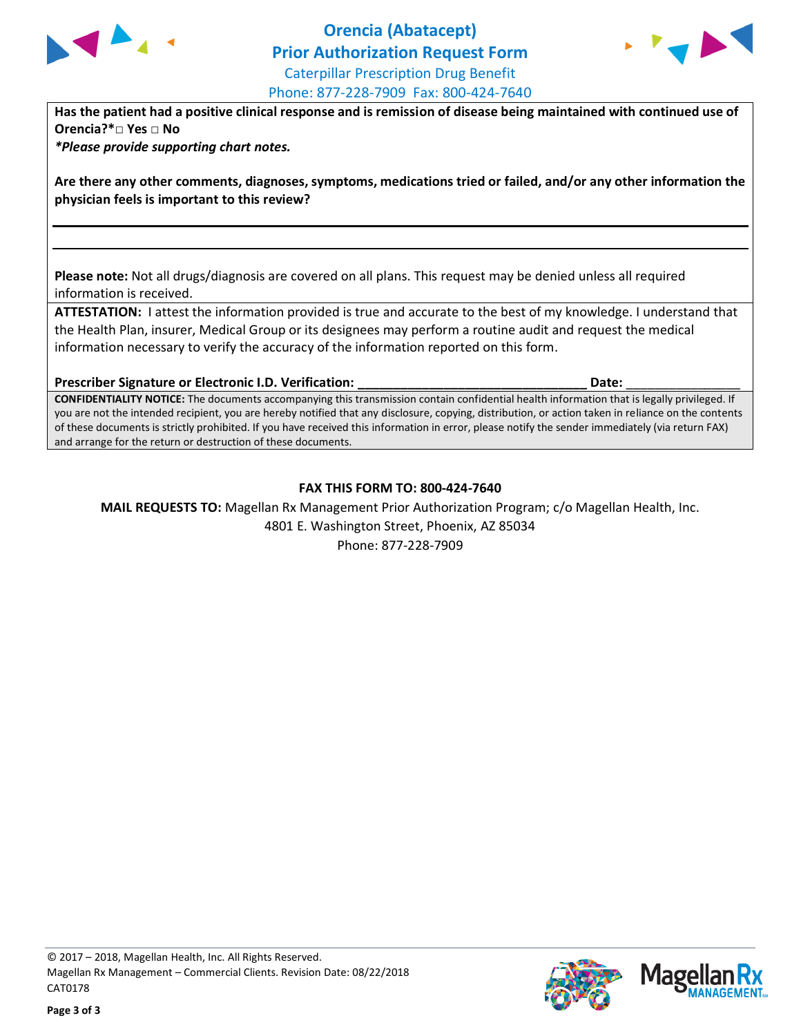# Orencia (Abatacept)
## Prior Authorization Request Form

Caterpillar Prescription Drug Benefit
Phone: 877-228-7909 Fax: 800-424-7640

**Has the patient had a positive clinical response and is remission of disease being maintained with continued use of Orencia?*□ Yes □ No**
***Please provide supporting chart notes.**

**Are there any other comments, diagnoses, symptoms, medications tried or failed, and/or any other information the physician feels is important to this review?**

______________________________________________________________________________

______________________________________________________________________________

**Please note:** Not all drugs/diagnosis are covered on all plans. This request may be denied unless all required information is received.

**ATTESTATION:** I attest the information provided is true and accurate to the best of my knowledge. I understand that the Health Plan, insurer, Medical Group or its designees may perform a routine audit and request the medical information necessary to verify the accuracy of the information reported on this form.

**Prescriber Signature or Electronic I.D. Verification: ________________________________ Date: ________________**

**CONFIDENTIALITY NOTICE:** The documents accompanying this transmission contain confidential health information that is legally privileged. If you are not the intended recipient, you are hereby notified that any disclosure, copying, distribution, or action taken in reliance on the contents of these documents is strictly prohibited. If you have received this information in error, please notify the sender immediately (via return FAX) and arrange for the return or destruction of these documents.

**FAX THIS FORM TO: 800-424-7640**

**MAIL REQUESTS TO:** Magellan Rx Management Prior Authorization Program; c/o Magellan Health, Inc.
4801 E. Washington Street, Phoenix, AZ 85034
Phone: 877-228-7909

© 2017 – 2018, Magellan Health, Inc. All Rights Reserved.
Magellan Rx Management – Commercial Clients. Revision Date: 08/22/2018
CAT0178